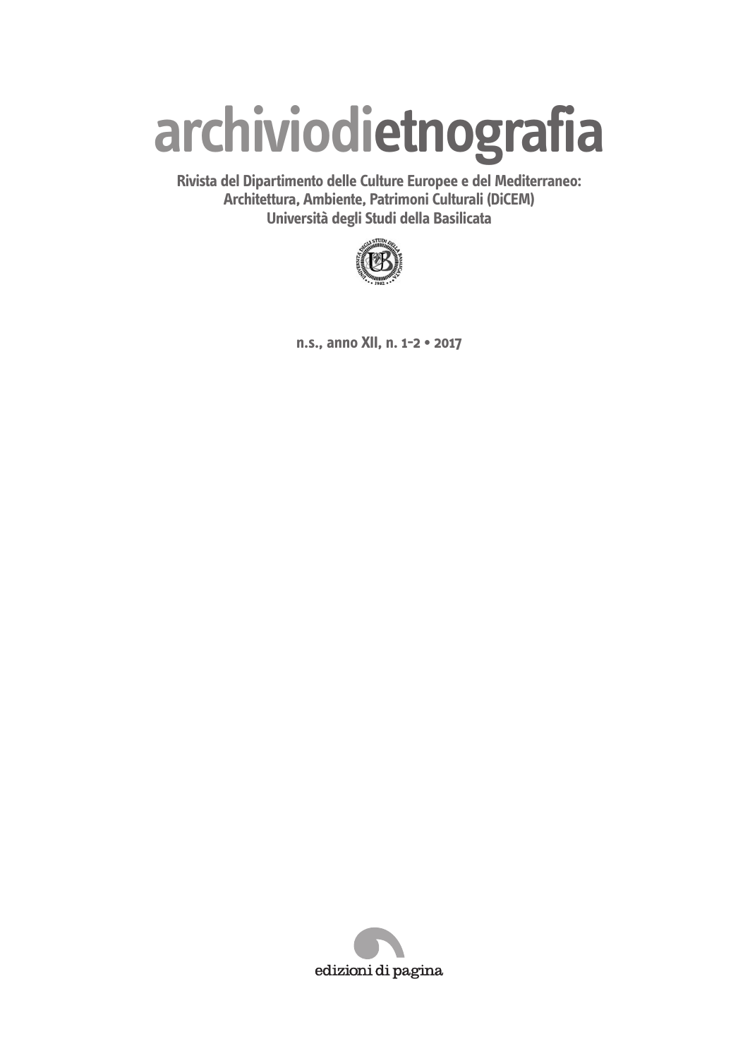# archiviodietnografia

**Rivista del Dipartimento delle Culture Europee e del Mediterraneo: Architettura, Ambiente, Patrimoni Culturali (DiCEM)**
**Università degli Studi della Basilicata**

**n.s., anno XII, n. 1-2 • 2017**

edizioni di pagina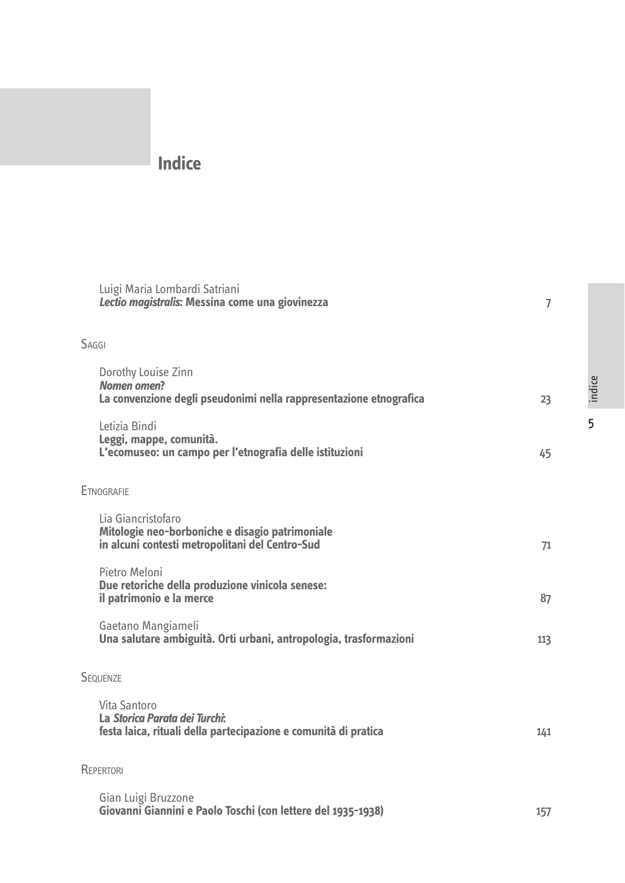# Indice

Luigi Maria Lombardi Satriani
***Lectio magistralis*: Messina come una giovinezza** 7

SAGGI

Dorothy Louise Zinn
***Nomen omen*?**
**La convenzione degli pseudonimi nella rappresentazione etnografica** 23

Letizia Bindi
**Leggi, mappe, comunità.**
**L'ecomuseo: un campo per l'etnografia delle istituzioni** 45

ETNOGRAFIE

Lia Giancristofaro
**Mitologie neo-borboniche e disagio patrimoniale**
**in alcuni contesti metropolitani del Centro-Sud** 71

Pietro Meloni
**Due retoriche della produzione vinicola senese:**
**il patrimonio e la merce** 87

Gaetano Mangiameli
**Una salutare ambiguità. Orti urbani, antropologia, trasformazioni** 113

SEQUENZE

Vita Santoro
**La *Storica Parata dei Turchi*:**
**festa laica, rituali della partecipazione e comunità di pratica** 141

REPERTORI

Gian Luigi Bruzzone
**Giovanni Giannini e Paolo Toschi (con lettere del 1935-1938)** 157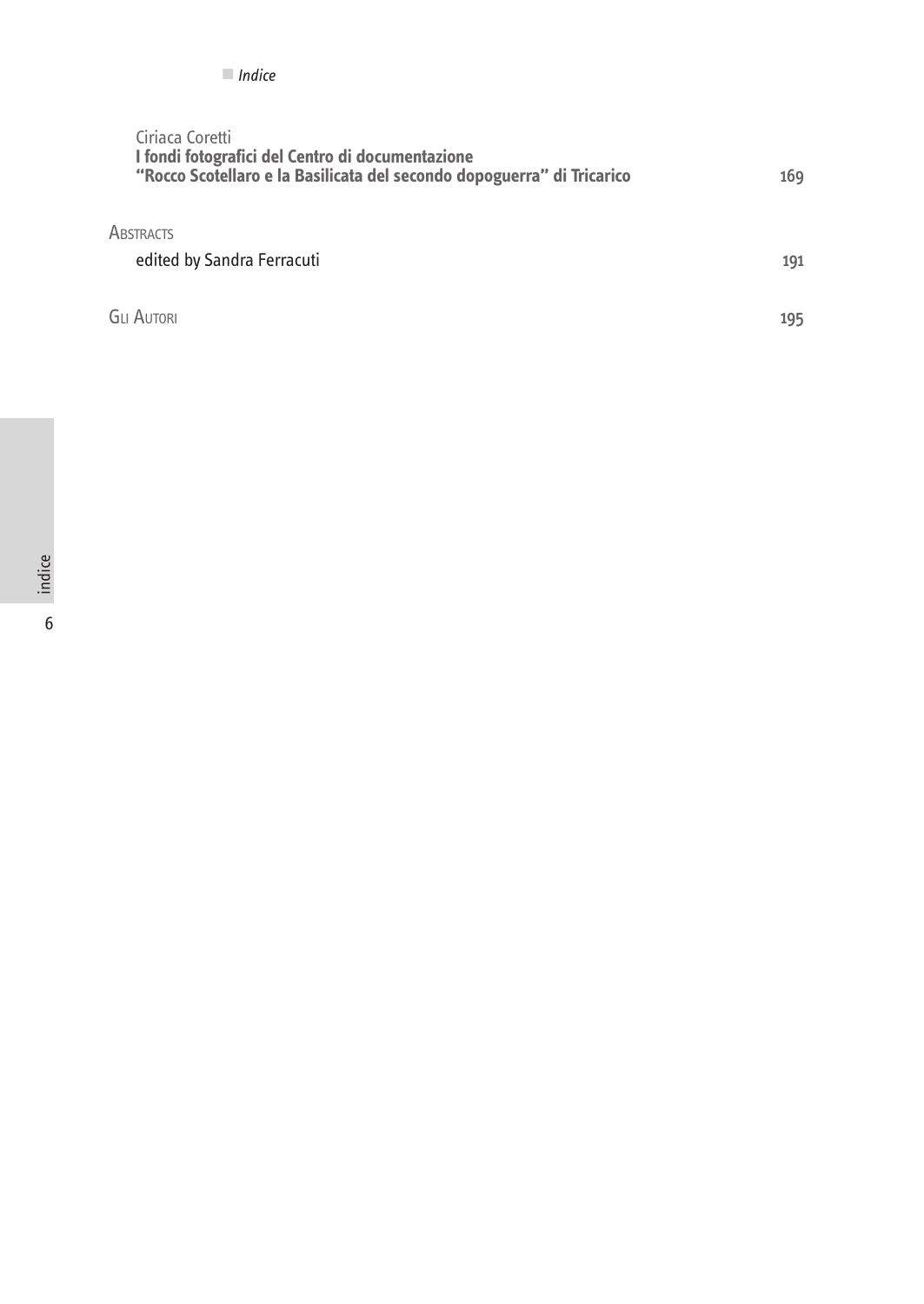Ciriaca Coretti
**I fondi fotografici del Centro di documentazione "Rocco Scotellaro e la Basilicata del secondo dopoguerra" di Tricarico** 169

Abstracts

edited by Sandra Ferracuti 191

Gli Autori 195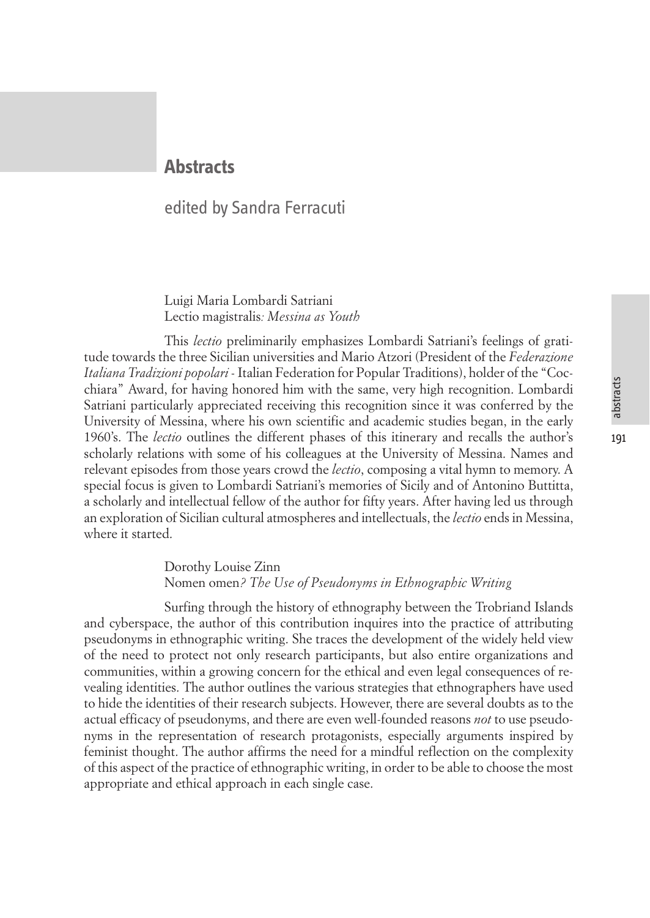# Abstracts

## edited by Sandra Ferracuti

Luigi Maria Lombardi Satriani
Lectio magistralis*: Messina as Youth*

This *lectio* preliminarily emphasizes Lombardi Satriani's feelings of gratitude towards the three Sicilian universities and Mario Atzori (President of the *Federazione Italiana Tradizioni popolari* - Italian Federation for Popular Traditions), holder of the "Cocchiara" Award, for having honored him with the same, very high recognition. Lombardi Satriani particularly appreciated receiving this recognition since it was conferred by the University of Messina, where his own scientific and academic studies began, in the early 1960's. The *lectio* outlines the different phases of this itinerary and recalls the author's scholarly relations with some of his colleagues at the University of Messina. Names and relevant episodes from those years crowd the *lectio*, composing a vital hymn to memory. A special focus is given to Lombardi Satriani's memories of Sicily and of Antonino Buttitta, a scholarly and intellectual fellow of the author for fifty years. After having led us through an exploration of Sicilian cultural atmospheres and intellectuals, the *lectio* ends in Messina, where it started.

Dorothy Louise Zinn
Nomen omen*? The Use of Pseudonyms in Ethnographic Writing*

Surfing through the history of ethnography between the Trobriand Islands and cyberspace, the author of this contribution inquires into the practice of attributing pseudonyms in ethnographic writing. She traces the development of the widely held view of the need to protect not only research participants, but also entire organizations and communities, within a growing concern for the ethical and even legal consequences of revealing identities. The author outlines the various strategies that ethnographers have used to hide the identities of their research subjects. However, there are several doubts as to the actual efficacy of pseudonyms, and there are even well-founded reasons *not* to use pseudonyms in the representation of research protagonists, especially arguments inspired by feminist thought. The author affirms the need for a mindful reflection on the complexity of this aspect of the practice of ethnographic writing, in order to be able to choose the most appropriate and ethical approach in each single case.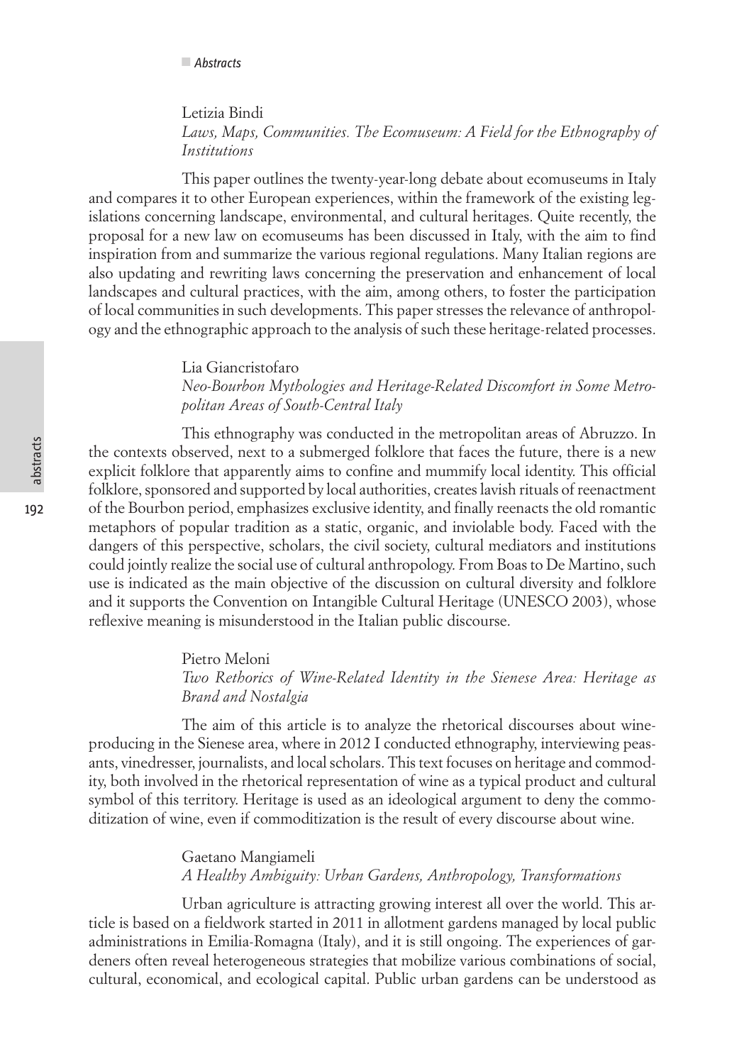Letizia Bindi
*Laws, Maps, Communities. The Ecomuseum: A Field for the Ethnography of Institutions*

This paper outlines the twenty-year-long debate about ecomuseums in Italy and compares it to other European experiences, within the framework of the existing legislations concerning landscape, environmental, and cultural heritages. Quite recently, the proposal for a new law on ecomuseums has been discussed in Italy, with the aim to find inspiration from and summarize the various regional regulations. Many Italian regions are also updating and rewriting laws concerning the preservation and enhancement of local landscapes and cultural practices, with the aim, among others, to foster the participation of local communities in such developments. This paper stresses the relevance of anthropology and the ethnographic approach to the analysis of such these heritage-related processes.

Lia Giancristofaro
*Neo-Bourbon Mythologies and Heritage-Related Discomfort in Some Metropolitan Areas of South-Central Italy*

This ethnography was conducted in the metropolitan areas of Abruzzo. In the contexts observed, next to a submerged folklore that faces the future, there is a new explicit folklore that apparently aims to confine and mummify local identity. This official folklore, sponsored and supported by local authorities, creates lavish rituals of reenactment of the Bourbon period, emphasizes exclusive identity, and finally reenacts the old romantic metaphors of popular tradition as a static, organic, and inviolable body. Faced with the dangers of this perspective, scholars, the civil society, cultural mediators and institutions could jointly realize the social use of cultural anthropology. From Boas to De Martino, such use is indicated as the main objective of the discussion on cultural diversity and folklore and it supports the Convention on Intangible Cultural Heritage (UNESCO 2003), whose reflexive meaning is misunderstood in the Italian public discourse.

Pietro Meloni
*Two Rethorics of Wine-Related Identity in the Sienese Area: Heritage as Brand and Nostalgia*

The aim of this article is to analyze the rhetorical discourses about wine-producing in the Sienese area, where in 2012 I conducted ethnography, interviewing peasants, vinedresser, journalists, and local scholars. This text focuses on heritage and commodity, both involved in the rhetorical representation of wine as a typical product and cultural symbol of this territory. Heritage is used as an ideological argument to deny the commoditization of wine, even if commoditization is the result of every discourse about wine.

Gaetano Mangiameli
*A Healthy Ambiguity: Urban Gardens, Anthropology, Transformations*

Urban agriculture is attracting growing interest all over the world. This article is based on a fieldwork started in 2011 in allotment gardens managed by local public administrations in Emilia-Romagna (Italy), and it is still ongoing. The experiences of gardeners often reveal heterogeneous strategies that mobilize various combinations of social, cultural, economical, and ecological capital. Public urban gardens can be understood as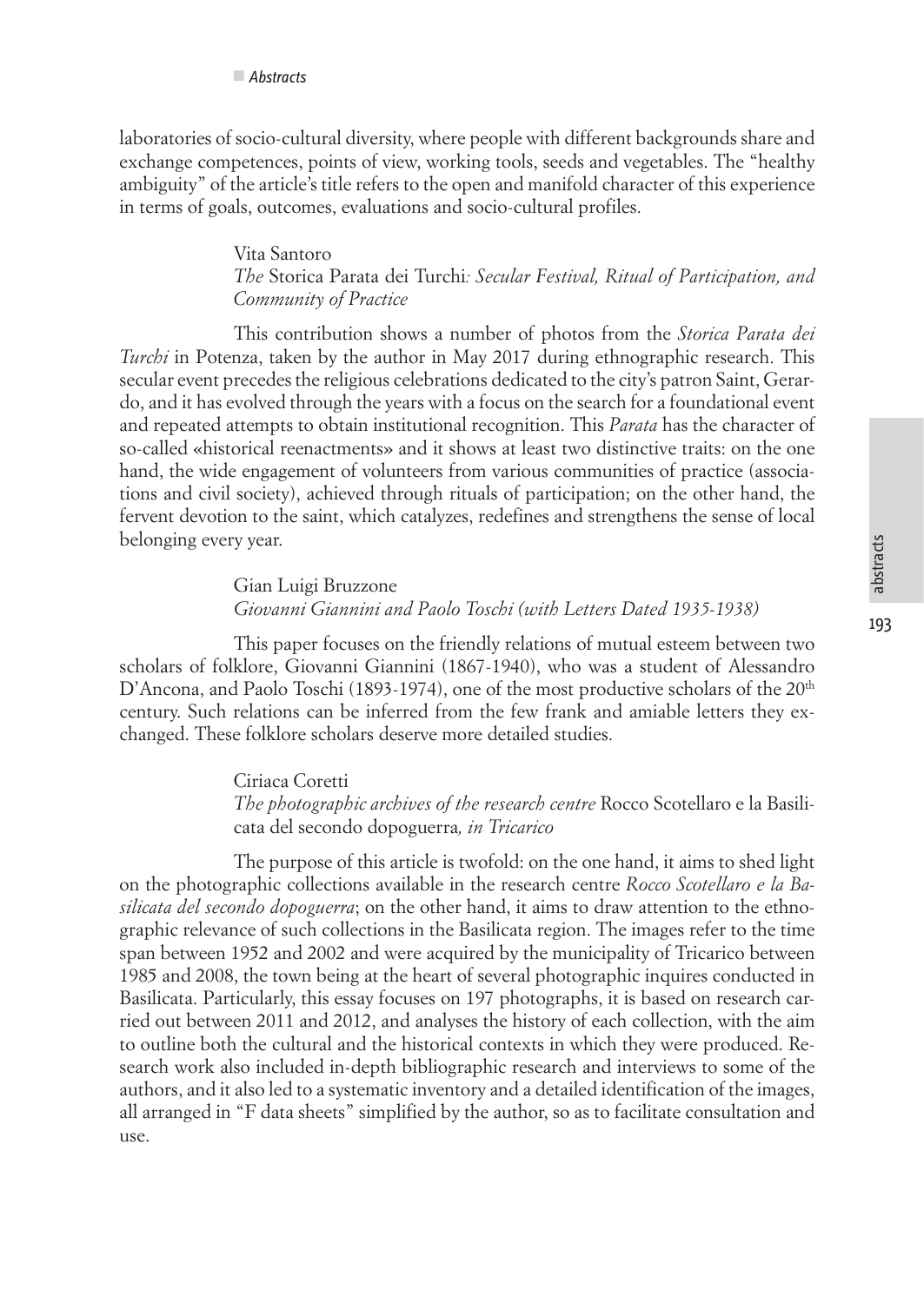laboratories of socio-cultural diversity, where people with different backgrounds share and exchange competences, points of view, working tools, seeds and vegetables. The "healthy ambiguity" of the article's title refers to the open and manifold character of this experience in terms of goals, outcomes, evaluations and socio-cultural profiles.

Vita Santoro
*The* Storica Parata dei Turchi*: Secular Festival, Ritual of Participation, and Community of Practice*

This contribution shows a number of photos from the *Storica Parata dei Turchi* in Potenza, taken by the author in May 2017 during ethnographic research. This secular event precedes the religious celebrations dedicated to the city's patron Saint, Gerardo, and it has evolved through the years with a focus on the search for a foundational event and repeated attempts to obtain institutional recognition. This *Parata* has the character of so-called «historical reenactments» and it shows at least two distinctive traits: on the one hand, the wide engagement of volunteers from various communities of practice (associations and civil society), achieved through rituals of participation; on the other hand, the fervent devotion to the saint, which catalyzes, redefines and strengthens the sense of local belonging every year.

Gian Luigi Bruzzone
*Giovanni Giannini and Paolo Toschi (with Letters Dated 1935-1938)*

This paper focuses on the friendly relations of mutual esteem between two scholars of folklore, Giovanni Giannini (1867-1940), who was a student of Alessandro D'Ancona, and Paolo Toschi (1893-1974), one of the most productive scholars of the 20th century. Such relations can be inferred from the few frank and amiable letters they exchanged. These folklore scholars deserve more detailed studies.

Ciriaca Coretti
*The photographic archives of the research centre* Rocco Scotellaro e la Basilicata del secondo dopoguerra*, in Tricarico*

The purpose of this article is twofold: on the one hand, it aims to shed light on the photographic collections available in the research centre *Rocco Scotellaro e la Basilicata del secondo dopoguerra*; on the other hand, it aims to draw attention to the ethnographic relevance of such collections in the Basilicata region. The images refer to the time span between 1952 and 2002 and were acquired by the municipality of Tricarico between 1985 and 2008, the town being at the heart of several photographic inquires conducted in Basilicata. Particularly, this essay focuses on 197 photographs, it is based on research carried out between 2011 and 2012, and analyses the history of each collection, with the aim to outline both the cultural and the historical contexts in which they were produced. Research work also included in-depth bibliographic research and interviews to some of the authors, and it also led to a systematic inventory and a detailed identification of the images, all arranged in "F data sheets" simplified by the author, so as to facilitate consultation and use.